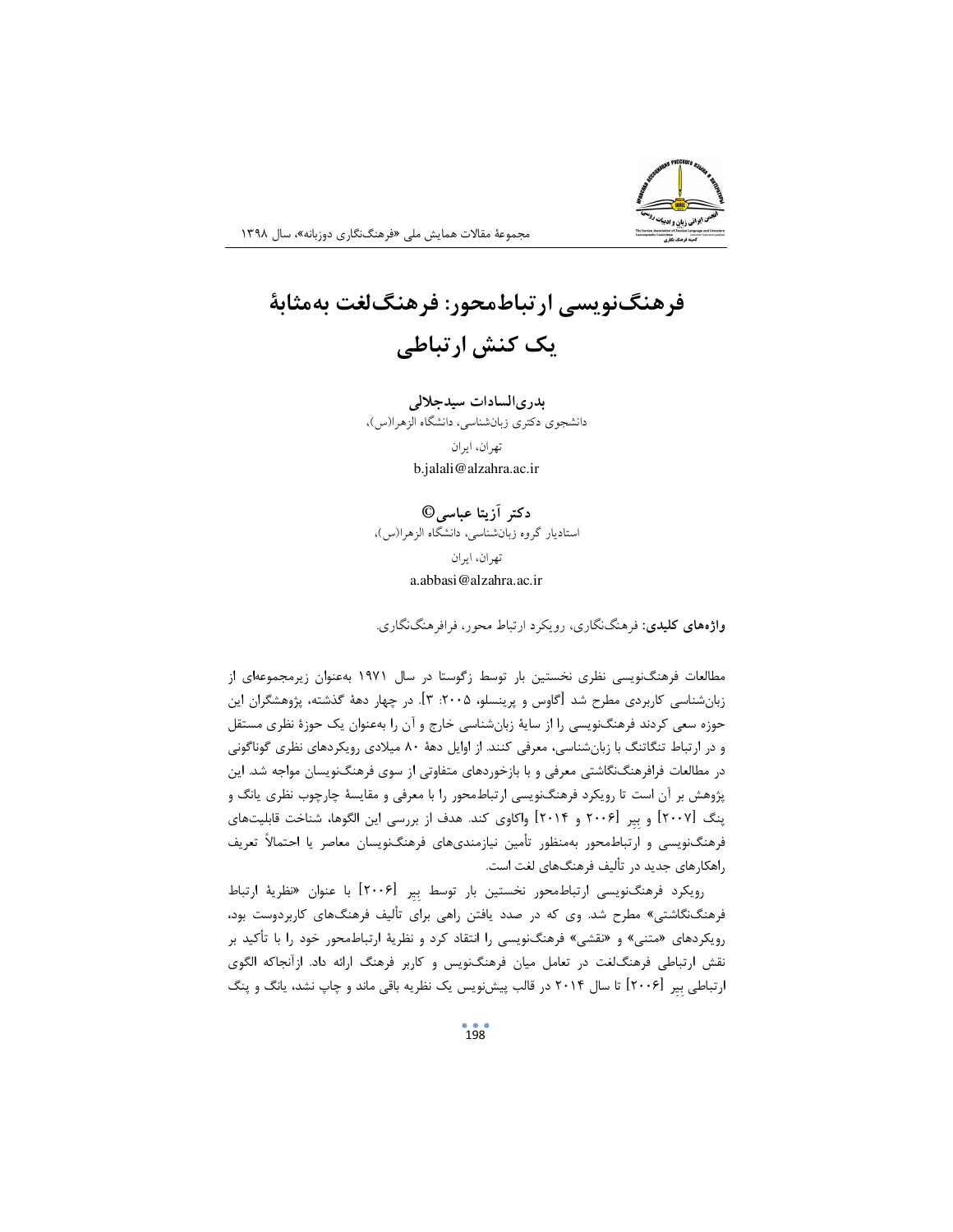# فرهنگ‌نویسی ارتباط‌محور: فرهنگ‌لغت به‌مثابهٔ یک کنش ارتباطی

**بدری‌السادات سیدجلالی**

دانشجوی دکتری زبان‌شناسی، دانشگاه الزهرا(س)،

تهران، ایران

b.jalali@alzahra.ac.ir

**دکتر آزیتا عباسی©**

استادیار گروه زبان‌شناسی، دانشگاه الزهرا(س)،

تهران، ایران

a.abbasi@alzahra.ac.ir

**واژه‌های کلیدی:** فرهنگ‌نگاری، رویکرد ارتباط محور، فرافرهنگ‌نگاری.

مطالعات فرهنگ‌نویسی نظری نخستین بار توسط زگوستا در سال ۱۹۷۱ به‌عنوان زیرمجموعه‌ای از زبان‌شناسی کاربردی مطرح شد [گاوس و پرینسلو، ۲۰۰۵: ۳]. در چهار دههٔ گذشته، پژوهشگران این حوزه سعی کردند فرهنگ‌نویسی را از سایهٔ زبان‌شناسی خارج و آن را به‌عنوان یک حوزهٔ نظری مستقل و در ارتباط تنگاتنگ با زبان‌شناسی، معرفی کنند. از اوایل دههٔ ۸۰ میلادی رویکردهای نظری گوناگونی در مطالعات فرافرهنگ‌نگاشتی معرفی و با بازخوردهای متفاوتی از سوی فرهنگ‌نویسان مواجه شد. این پژوهش بر آن است تا رویکرد فرهنگ‌نویسی ارتباط‌محور را با معرفی و مقایسهٔ چارچوب نظری یانگ و پنگ [۲۰۰۷] و بِیِر [۲۰۰۶ و ۲۰۱۴] واکاوی کند. هدف از بررسی این الگوها، شناخت قابلیت‌های فرهنگ‌نویسی و ارتباط‌محور به‌منظور تأمین نیازمندی‌های فرهنگ‌نویسان معاصر یا احتمالاً تعریف راهکارهای جدید در تألیف فرهنگ‌های لغت است.

رویکرد فرهنگ‌نویسی ارتباط‌محور نخستین بار توسط بِیِر [۲۰۰۶] با عنوان «نظریهٔ ارتباط فرهنگ‌نگاشتی» مطرح شد. وی که در صدد یافتن راهی برای تألیف فرهنگ‌های کاربردوست بود، رویکردهای «متنی» و «نقشی» فرهنگ‌نویسی را انتقاد کرد و نظریهٔ ارتباط‌محور خود را با تأکید بر نقش ارتباطی فرهنگ‌لغت در تعامل میان فرهنگ‌نویس و کاربر فرهنگ ارائه داد. ازآنجاکه الگوی ارتباطی بِیِر [۲۰۰۶] تا سال ۲۰۱۴ در قالب پیش‌نویس یک نظریه باقی ماند و چاپ نشد، یانگ و پنگ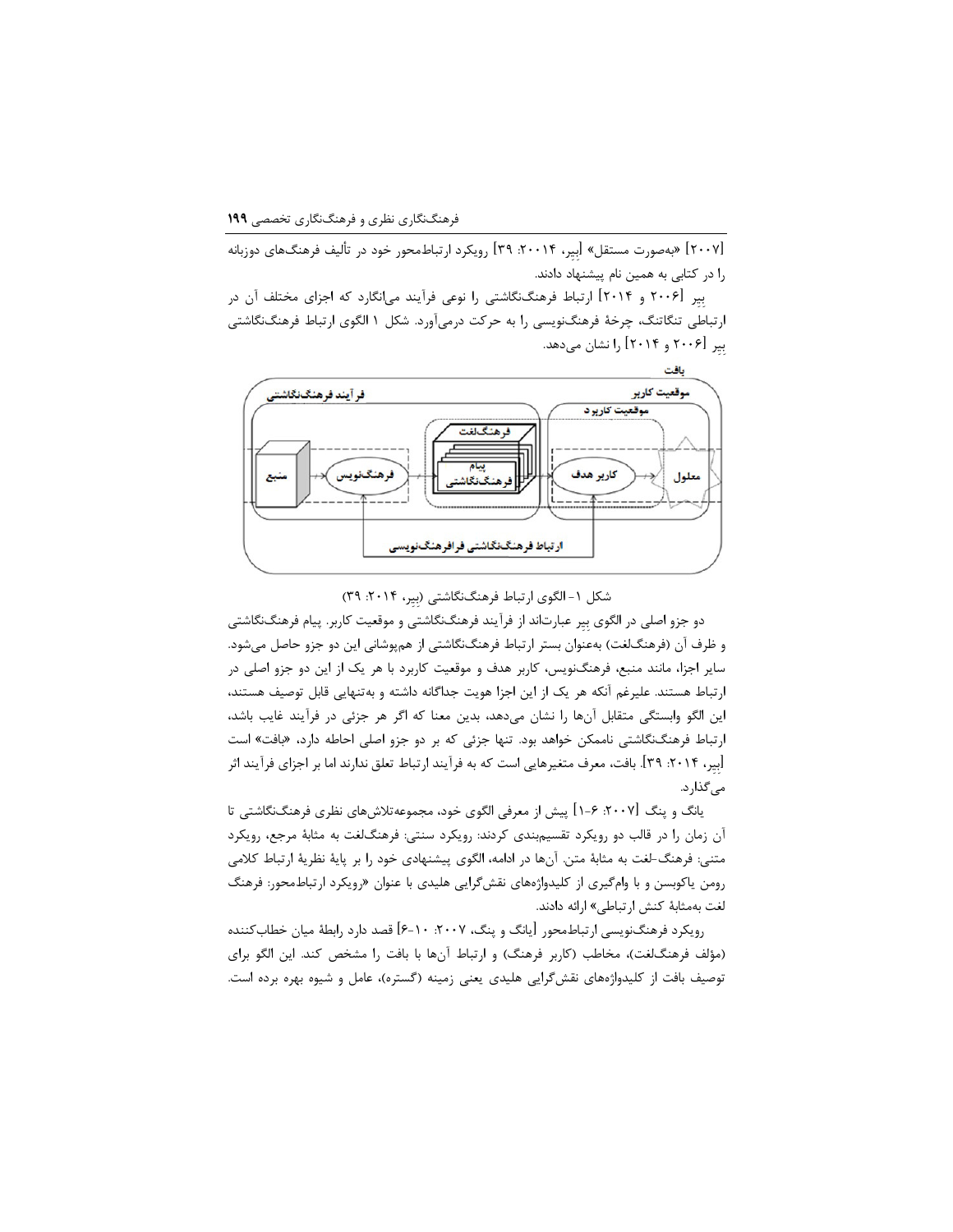[۲۰۰۷] «به‌صورت مستقل» [بِیر، ۲۰۰۱۴: ۳۹] رویکرد ارتباط‌محور خود در تألیف فرهنگ‌های دوزبانه را در کتابی به همین نام پیشنهاد دادند.

بِیر [۲۰۰۶ و ۲۰۱۴] ارتباط فرهنگ‌نگاشتی را نوعی فرآیند می‌انگارد که اجزای مختلف آن در ارتباطی تنگاتنگ، چرخهٔ فرهنگ‌نویسی را به حرکت درمی‌آورد. شکل ۱ الگوی ارتباط فرهنگ‌نگاشتی بِیر [۲۰۰۶ و ۲۰۱۴] را نشان می‌دهد.

شکل ۱- الگوی ارتباط فرهنگ‌نگاشتی (بِیر، ۲۰۱۴: ۳۹)

دو جزو اصلی در الگوی بِیر عبارت‌اند از فرآیند فرهنگ‌نگاشتی و موقعیت کاربر. پیام فرهنگ‌نگاشتی و ظرف آن (فرهنگ‌لغت) به‌عنوان بستر ارتباط فرهنگ‌نگاشتی از هم‌پوشانی این دو جزو حاصل می‌شود. سایر اجزا، مانند منبع، فرهنگ‌نویس، کاربر هدف و موقعیت کاربرد با هر یک از این دو جزو اصلی در ارتباط هستند. علیرغم آنکه هر یک از این اجزا هویت جداگانه داشته و به‌تنهایی قابل توصیف هستند، این الگو وابستگی متقابل آن‌ها را نشان می‌دهد، بدین معنا که اگر هر جزئی در فرآیند غایب باشد، ارتباط فرهنگ‌نگاشتی ناممکن خواهد بود. تنها جزئی که بر دو جزو اصلی احاطه دارد، «بافت» است [بِیر، ۲۰۱۴: ۳۹]. بافت، معرف متغیرهایی است که به فرآیند ارتباط تعلق ندارند اما بر اجزای فرآیند اثر می‌گذارد.

یانگ و پنگ [۲۰۰۷: ۶-۱] پیش از معرفی الگوی خود، مجموعه‌تلاش‌های نظری فرهنگ‌نگاشتی تا آن زمان را در قالب دو رویکرد تقسیم‌بندی کردند: رویکرد سنتی: فرهنگ‌لغت به مثابهٔ مرجع، رویکرد متنی: فرهنگ-لغت به مثابهٔ متن. آن‌ها در ادامه، الگوی پیشنهادی خود را بر پایهٔ نظریهٔ ارتباط کلامی رومن یاکوبسن و با وام‌گیری از کلیدواژه‌های نقش‌گرایی هلیدی با عنوان «رویکرد ارتباط‌محور: فرهنگ لغت به‌مثابهٔ کنش ارتباطی» ارائه دادند.

رویکرد فرهنگ‌نویسی ارتباط‌محور [یانگ و پنگ، ۲۰۰۷: ۱۰-۶] قصد دارد رابطهٔ میان خطاب‌کننده (مؤلف فرهنگ‌لغت)، مخاطب (کاربر فرهنگ) و ارتباط آن‌ها با بافت را مشخص کند. این الگو برای توصیف بافت از کلیدواژه‌های نقش‌گرایی هلیدی یعنی زمینه (گستره)، عامل و شیوه بهره برده است.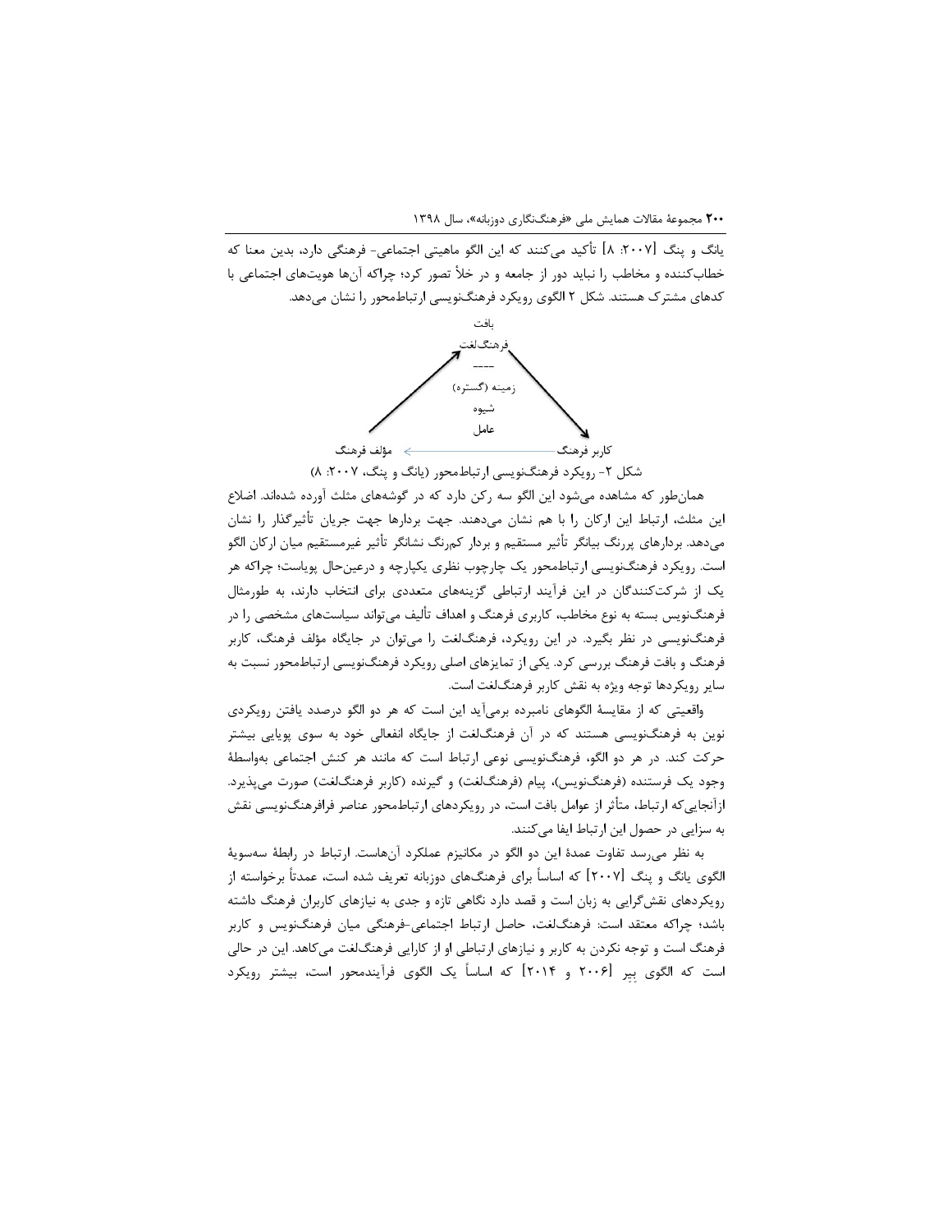یانگ و پنگ [۲۰۰۷: ۸] تأکید می‌کنند که این الگو ماهیتی اجتماعی- فرهنگی دارد، بدین معنا که خطاب‌کننده و مخاطب را نباید دور از جامعه و در خلأ تصور کرد؛ چراکه آن‌ها هویت‌های اجتماعی با کدهای مشترک هستند. شکل ۲ الگوی رویکرد فرهنگ‌نویسی ارتباط‌محور را نشان می‌دهد.

بافت
فرهنگ‌لغت
----
زمینه (گستره)
شیوه
عامل

مؤلف فرهنگ ← کاربر فرهنگ

شکل ۲- رویکرد فرهنگ‌نویسی ارتباط‌محور (یانگ و پنگ، ۲۰۰۷: ۸)

همان‌طور که مشاهده می‌شود این الگو سه رکن دارد که در گوشه‌های مثلث آورده شده‌اند. اضلاع این مثلث، ارتباط این ارکان را با هم نشان می‌دهند. جهت بردارها جهت جریان تأثیرگذار را نشان می‌دهد. بردارهای پررنگ بیانگر تأثیر مستقیم و بردار کم‌رنگ نشانگر تأثیر غیرمستقیم میان ارکان الگو است. رویکرد فرهنگ‌نویسی ارتباط‌محور یک چارچوب نظری یکپارچه و درعین‌حال پویاست؛ چراکه هر یک از شرکت‌کنندگان در این فرآیند ارتباطی گزینه‌های متعددی برای انتخاب دارند، به طورمثال فرهنگ‌نویس بسته به نوع مخاطب، کاربری فرهنگ و اهداف تألیف می‌تواند سیاست‌های مشخصی را در فرهنگ‌نویسی در نظر بگیرد. در این رویکرد، فرهنگ‌لغت را می‌توان در جایگاه مؤلف فرهنگ، کاربر فرهنگ و بافت فرهنگ بررسی کرد. یکی از تمایزهای اصلی رویکرد فرهنگ‌نویسی ارتباط‌محور نسبت به سایر رویکردها توجه ویژه به نقش کاربر فرهنگ‌لغت است.

واقعیتی که از مقایسهٔ الگوهای نامبرده برمی‌آید این است که هر دو الگو درصدد یافتن رویکردی نوین به فرهنگ‌نویسی هستند که در آن فرهنگ‌لغت از جایگاه انفعالی خود به سوی پویایی بیشتر حرکت کند. در هر دو الگو، فرهنگ‌نویسی نوعی ارتباط است که مانند هر کنش اجتماعی به‌واسطهٔ وجود یک فرستنده (فرهنگ‌نویس)، پیام (فرهنگ‌لغت) و گیرنده (کاربر فرهنگ‌لغت) صورت می‌پذیرد. ازآنجایی‌که ارتباط، متأثر از عوامل بافت است، در رویکردهای ارتباط‌محور عناصر فرافرهنگ‌نویسی نقش به سزایی در حصول این ارتباط ایفا می‌کنند.

به نظر می‌رسد تفاوت عمدهٔ این دو الگو در مکانیزم عملکرد آن‌هاست. ارتباط در رابطهٔ سه‌سویهٔ الگوی یانگ و پنگ [۲۰۰۷] که اساساً برای فرهنگ‌های دوزبانه تعریف شده است، عمدتاً برخواسته از رویکردهای نقش‌گرایی به زبان است و قصد دارد نگاهی تازه و جدی به نیازهای کاربران فرهنگ داشته باشد؛ چراکه معتقد است: فرهنگ‌لغت، حاصل ارتباط اجتماعی-فرهنگی میان فرهنگ‌نویس و کاربر فرهنگ است و توجه نکردن به کاربر و نیازهای ارتباطی او از کارایی فرهنگ‌لغت می‌کاهد. این در حالی است که الگوی بِیِر [۲۰۰۶ و ۲۰۱۴] که اساساً یک الگوی فرآیندمحور است، بیشتر رویکرد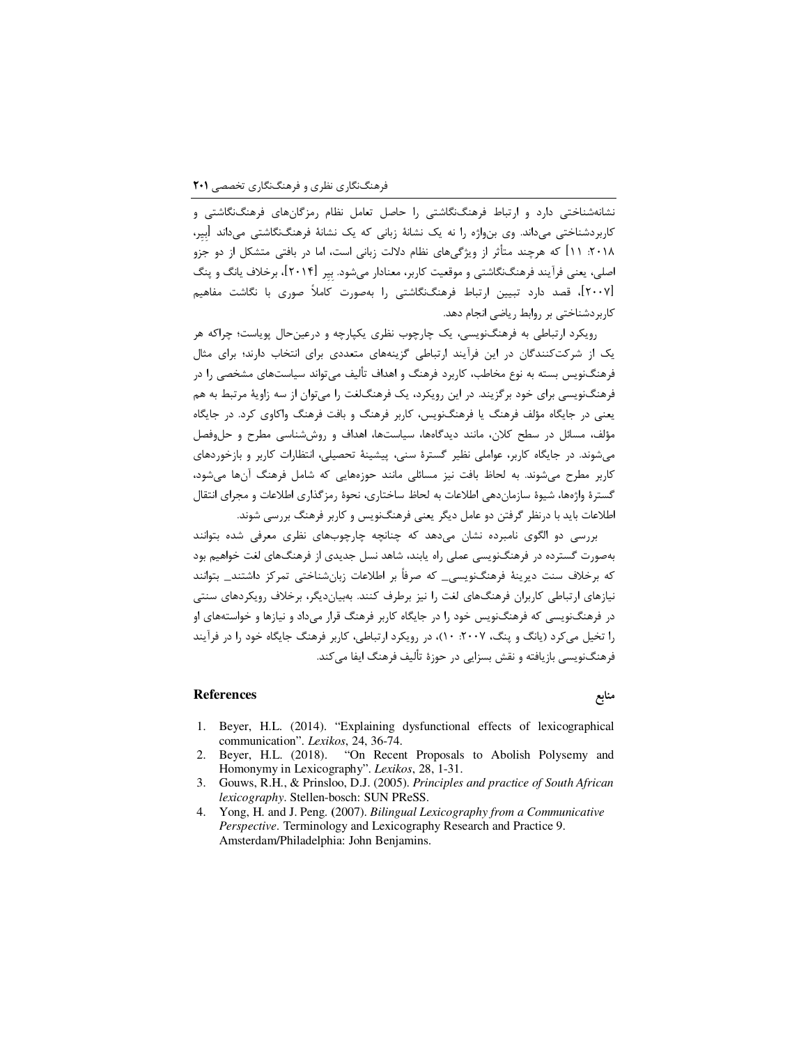نشانه‌شناختی دارد و ارتباط فرهنگ‌نگاشتی را حاصل تعامل نظام رمزگان‌های فرهنگ‌نگاشتی و کاربردشناختی می‌داند. وی بن‌واژه را نه یک نشانهٔ زبانی که یک نشانهٔ فرهنگ‌نگاشتی می‌داند [بِیِر، ۲۰۱۸: ۱۱] که هرچند متأثر از ویژگی‌های نظام دلالت زبانی است، اما در بافتی متشکل از دو جزو اصلی، یعنی فرآیند فرهنگ‌نگاشتی و موقعیت کاربر، معنادار می‌شود. بِیِر [۲۰۱۴]، برخلاف یانگ و پنگ [۲۰۰۷]، قصد دارد تبیین ارتباط فرهنگ‌نگاشتی را به‌صورت کاملاً صوری با نگاشت مفاهیم کاربردشناختی بر روابط ریاضی انجام دهد.

رویکرد ارتباطی به فرهنگ‌نویسی، یک چارچوب نظری یکپارچه و درعین‌حال پویاست؛ چراکه هر یک از شرکت‌کنندگان در این فرآیند ارتباطی گزینه‌های متعددی برای انتخاب دارند؛ برای مثال فرهنگ‌نویس بسته به نوع مخاطب، کاربرد فرهنگ و اهداف تألیف می‌تواند سیاست‌های مشخصی را در فرهنگ‌نویسی برای خود برگزیند. در این رویکرد، یک فرهنگ‌لغت را می‌توان از سه زاویهٔ مرتبط به هم یعنی در جایگاه مؤلف فرهنگ یا فرهنگ‌نویس، کاربر فرهنگ و بافت فرهنگ واکاوی کرد. در جایگاه مؤلف، مسائل در سطح کلان، مانند دیدگاه‌ها، سیاست‌ها، اهداف و روش‌شناسی مطرح و حل‌وفصل می‌شوند. در جایگاه کاربر، عواملی نظیر گسترهٔ سنی، پیشینهٔ تحصیلی، انتظارات کاربر و بازخوردهای کاربر مطرح می‌شوند. به لحاظ بافت نیز مسائلی مانند حوزه‌هایی که شامل فرهنگ آن‌ها می‌شود، گسترهٔ واژه‌ها، شیوهٔ سازمان‌دهی اطلاعات به لحاظ ساختاری، نحوهٔ رمزگذاری اطلاعات و مجرای انتقال اطلاعات باید با درنظر گرفتن دو عامل دیگر یعنی فرهنگ‌نویس و کاربر فرهنگ بررسی شوند.

بررسی دو الگوی نامبرده نشان می‌دهد که چنانچه چارچوب‌های نظری معرفی شده بتوانند به‌صورت گسترده در فرهنگ‌نویسی عملی راه یابند، شاهد نسل جدیدی از فرهنگ‌های لغت خواهیم بود که برخلاف سنت دیرینهٔ فرهنگ‌نویسی_ که صرفاً بر اطلاعات زبان‌شناختی تمرکز داشتند_ بتوانند نیازهای ارتباطی کاربران فرهنگ‌های لغت را نیز برطرف کنند. به‌بیان‌دیگر، برخلاف رویکردهای سنتی در فرهنگ‌نویسی که فرهنگ‌نویس خود را در جایگاه کاربر فرهنگ قرار می‌داد و نیازها و خواسته‌های او را تخیل می‌کرد (یانگ و پنگ، ۲۰۰۷: ۱۰)، در رویکرد ارتباطی، کاربر فرهنگ جایگاه خود را در فرآیند فرهنگ‌نویسی بازیافته و نقش بسزایی در حوزهٔ تألیف فرهنگ ایفا می‌کند.

## منابع

## References

1. Beyer, H.L. (2014). “Explaining dysfunctional effects of lexicographical communication”. *Lexikos*, 24, 36-74.
2. Beyer, H.L. (2018). “On Recent Proposals to Abolish Polysemy and Homonymy in Lexicography”. *Lexikos*, 28, 1-31.
3. Gouws, R.H., & Prinsloo, D.J. (2005). *Principles and practice of South African lexicography*. Stellen-bosch: SUN PReSS.
4. Yong, H. and J. Peng. (2007). *Bilingual Lexicography from a Communicative Perspective*. Terminology and Lexicography Research and Practice 9. Amsterdam/Philadelphia: John Benjamins.